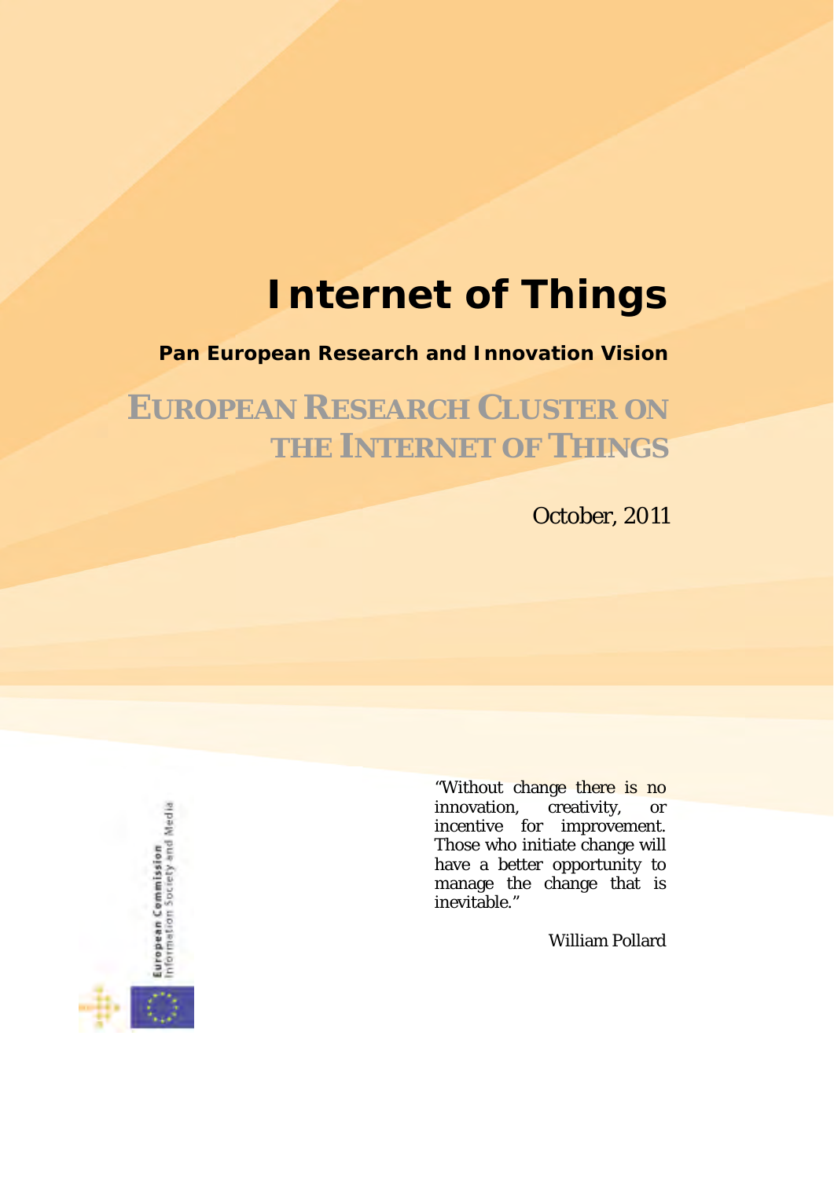# Internet of Things

## Pan European Research and Innovation Vision

## EUROPEAN RESEARCH CLUSTER ON THE INTERNET OF THINGS

October, 2011

"Without change there is no innovation, creativity, or incentive for improvement. Those who initiate change will have a better opportunity to manage the change that is inevitable."

William Pollard

European Commission
Information Society and Media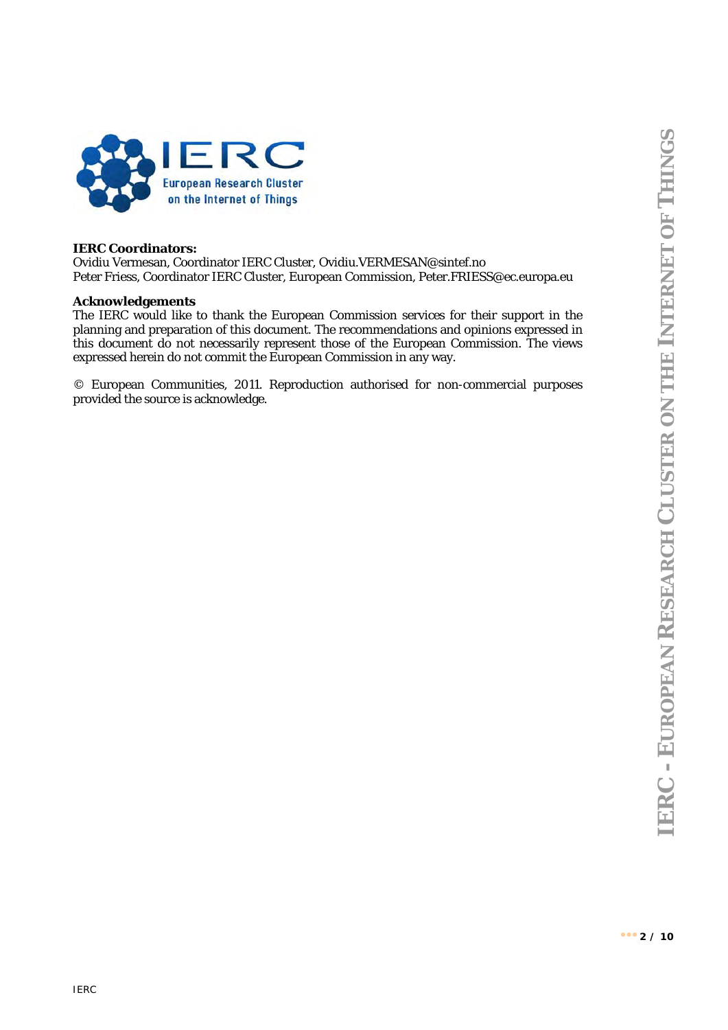**IERC Coordinators:**
Ovidiu Vermesan, Coordinator IERC Cluster, Ovidiu.VERMESAN@sintef.no
Peter Friess, Coordinator IERC Cluster, European Commission, Peter.FRIESS@ec.europa.eu

**Acknowledgements**
The IERC would like to thank the European Commission services for their support in the planning and preparation of this document. The recommendations and opinions expressed in this document do not necessarily represent those of the European Commission. The views expressed herein do not commit the European Commission in any way.

© European Communities, 2011. Reproduction authorised for non-commercial purposes provided the source is acknowledge.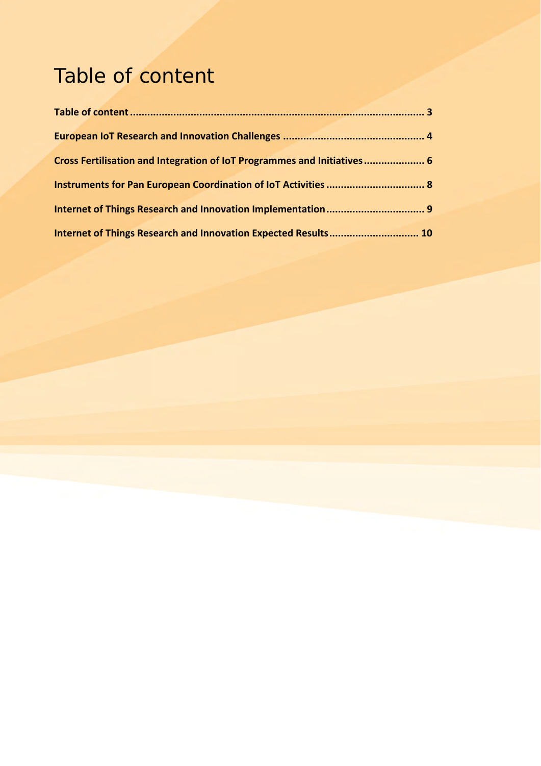# Table of content

**Table of content .......... 3**

**European IoT Research and Innovation Challenges .......... 4**

**Cross Fertilisation and Integration of IoT Programmes and Initiatives .......... 6**

**Instruments for Pan European Coordination of IoT Activities .......... 8**

**Internet of Things Research and Innovation Implementation .......... 9**

**Internet of Things Research and Innovation Expected Results .......... 10**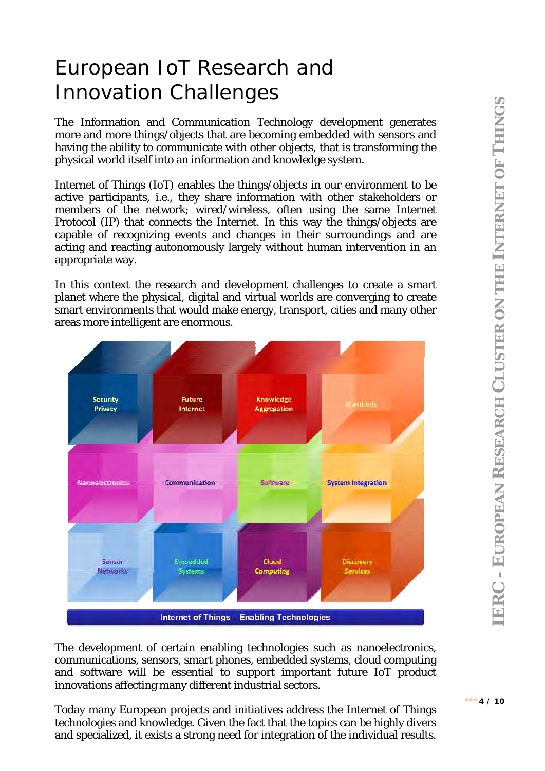# European IoT Research and Innovation Challenges

The Information and Communication Technology development generates more and more things/objects that are becoming embedded with sensors and having the ability to communicate with other objects, that is transforming the physical world itself into an information and knowledge system.

Internet of Things (IoT) enables the things/objects in our environment to be active participants, i.e., they share information with other stakeholders or members of the network; wired/wireless, often using the same Internet Protocol (IP) that connects the Internet. In this way the things/objects are capable of recognizing events and changes in their surroundings and are acting and reacting autonomously largely without human intervention in an appropriate way.

In this context the research and development challenges to create a smart planet where the physical, digital and virtual worlds are converging to create smart environments that would make energy, transport, cities and many other areas more intelligent are enormous.

| Security Privacy | Future Internet | Knowledge Aggregation | Standards |
|---|---|---|---|
| Nanoelectronics | Communication | Software | System Integration |
| Sensor Networks | Embedded Systems | Cloud Computing | Discovery Services |

Internet of Things – Enabling Technologies

The development of certain enabling technologies such as nanoelectronics, communications, sensors, smart phones, embedded systems, cloud computing and software will be essential to support important future IoT product innovations affecting many different industrial sectors.

Today many European projects and initiatives address the Internet of Things technologies and knowledge. Given the fact that the topics can be highly divers and specialized, it exists a strong need for integration of the individual results.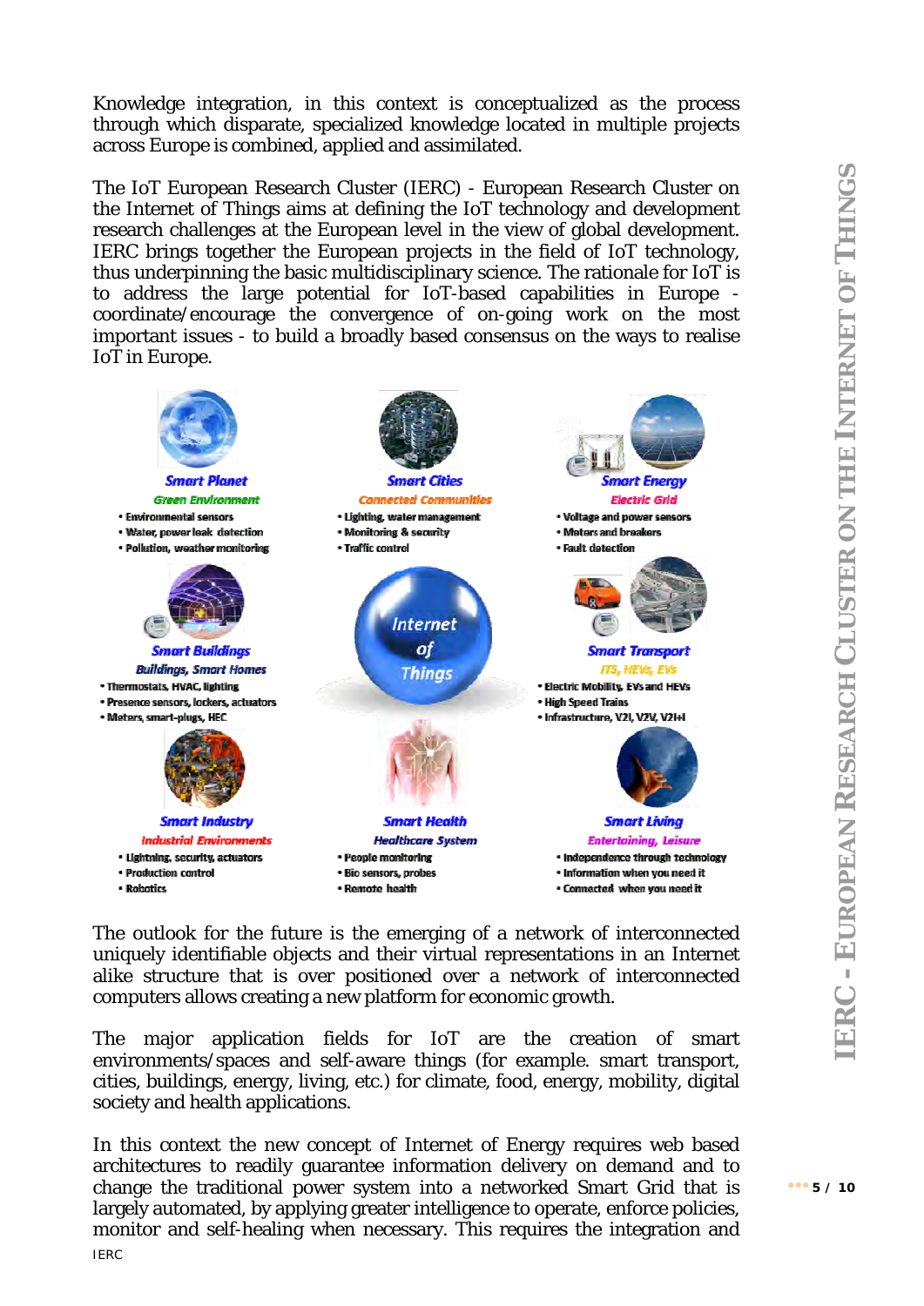Knowledge integration, in this context is conceptualized as the process through which disparate, specialized knowledge located in multiple projects across Europe is combined, applied and assimilated.

The IoT European Research Cluster (IERC) - European Research Cluster on the Internet of Things aims at defining the IoT technology and development research challenges at the European level in the view of global development. IERC brings together the European projects in the field of IoT technology, thus underpinning the basic multidisciplinary science. The rationale for IoT is to address the large potential for IoT-based capabilities in Europe - coordinate/encourage the convergence of on-going work on the most important issues - to build a broadly based consensus on the ways to realise IoT in Europe.

**Smart Planet**
*Green Environment*
- Environmental sensors
- Water, power leak detection
- Pollution, weather monitoring

**Smart Cities**
*Connected Communities*
- Lighting, water management
- Monitoring & security
- Traffic control

**Smart Energy**
*Electric Grid*
- Voltage and power sensors
- Meters and breakers
- Fault detection

**Smart Buildings**
*Buildings, Smart Homes*
- Thermostats, HVAC, lighting
- Presence sensors, lockers, actuators
- Meters, smart-plugs, HEC

**Internet of Things**

**Smart Transport**
*ITS, HEVs, EVs*
- Electric Mobility, EVs and HEVs
- High Speed Trains
- Infrastructure, V2I, V2V, V2I+I

**Smart Industry**
*Industrial Environments*
- Lightning, security, actuators
- Production control
- Robotics

**Smart Health**
*Healthcare System*
- People monitoring
- Bio sensors, probes
- Remote health

**Smart Living**
*Entertaining, Leisure*
- Independence through technology
- Information when you need it
- Connected when you need it

The outlook for the future is the emerging of a network of interconnected uniquely identifiable objects and their virtual representations in an Internet alike structure that is over positioned over a network of interconnected computers allows creating a new platform for economic growth.

The major application fields for IoT are the creation of smart environments/spaces and self-aware things (for example. smart transport, cities, buildings, energy, living, etc.) for climate, food, energy, mobility, digital society and health applications.

In this context the new concept of Internet of Energy requires web based architectures to readily guarantee information delivery on demand and to change the traditional power system into a networked Smart Grid that is largely automated, by applying greater intelligence to operate, enforce policies, monitor and self-healing when necessary. This requires the integration and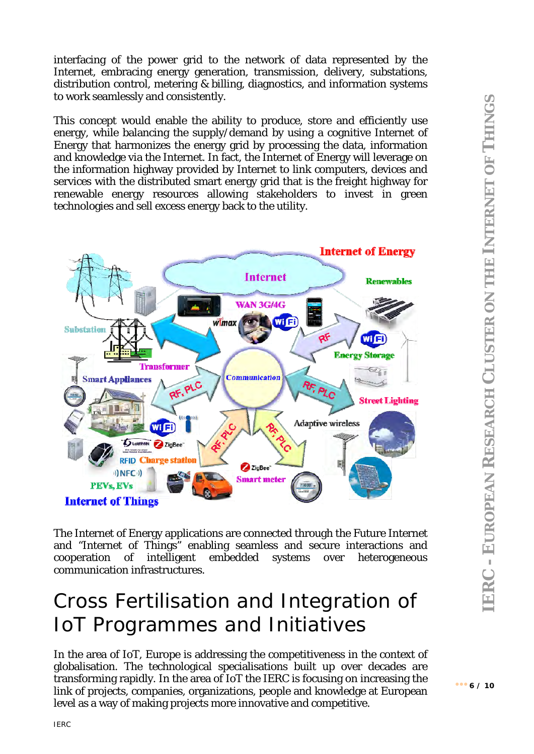interfacing of the power grid to the network of data represented by the Internet, embracing energy generation, transmission, delivery, substations, distribution control, metering & billing, diagnostics, and information systems to work seamlessly and consistently.

This concept would enable the ability to produce, store and efficiently use energy, while balancing the supply/demand by using a cognitive Internet of Energy that harmonizes the energy grid by processing the data, information and knowledge via the Internet. In fact, the Internet of Energy will leverage on the information highway provided by Internet to link computers, devices and services with the distributed smart energy grid that is the freight highway for renewable energy resources allowing stakeholders to invest in green technologies and sell excess energy back to the utility.

The Internet of Energy applications are connected through the Future Internet and "Internet of Things" enabling seamless and secure interactions and cooperation of intelligent embedded systems over heterogeneous communication infrastructures.

# Cross Fertilisation and Integration of IoT Programmes and Initiatives

In the area of IoT, Europe is addressing the competitiveness in the context of globalisation. The technological specialisations built up over decades are transforming rapidly. In the area of IoT the IERC is focusing on increasing the link of projects, companies, organizations, people and knowledge at European level as a way of making projects more innovative and competitive.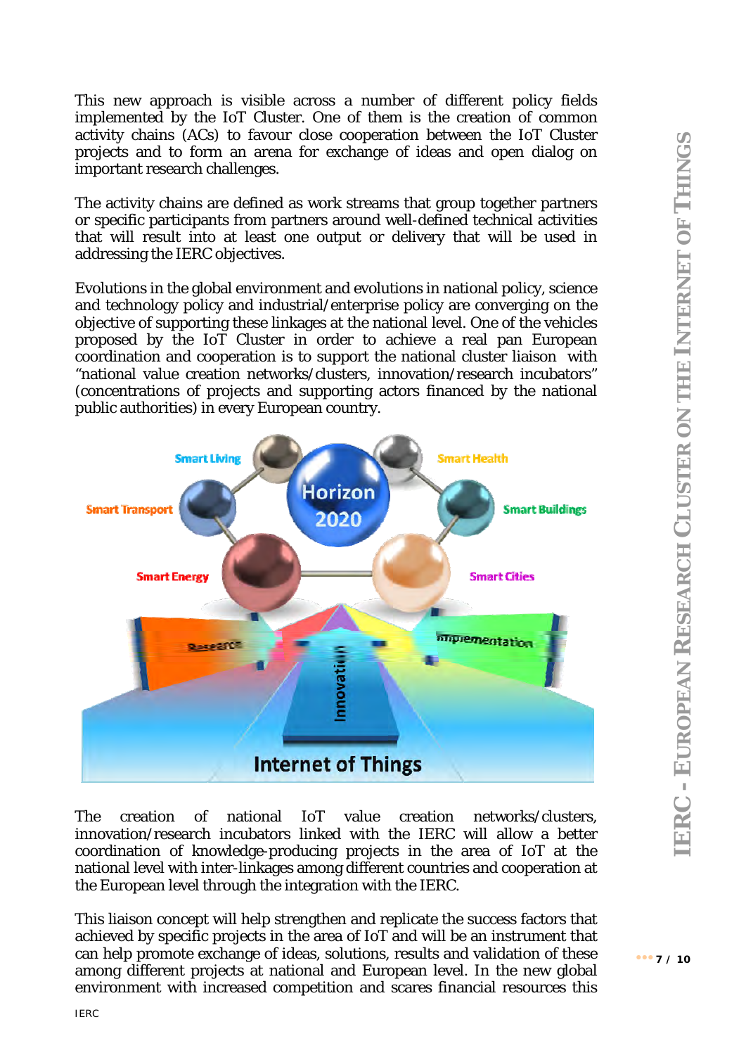This new approach is visible across a number of different policy fields implemented by the IoT Cluster. One of them is the creation of common activity chains (ACs) to favour close cooperation between the IoT Cluster projects and to form an arena for exchange of ideas and open dialog on important research challenges.

The activity chains are defined as work streams that group together partners or specific participants from partners around well-defined technical activities that will result into at least one output or delivery that will be used in addressing the IERC objectives.

Evolutions in the global environment and evolutions in national policy, science and technology policy and industrial/enterprise policy are converging on the objective of supporting these linkages at the national level. One of the vehicles proposed by the IoT Cluster in order to achieve a real pan European coordination and cooperation is to support the national cluster liaison with "national value creation networks/clusters, innovation/research incubators" (concentrations of projects and supporting actors financed by the national public authorities) in every European country.

The creation of national IoT value creation networks/clusters, innovation/research incubators linked with the IERC will allow a better coordination of knowledge-producing projects in the area of IoT at the national level with inter-linkages among different countries and cooperation at the European level through the integration with the IERC.

This liaison concept will help strengthen and replicate the success factors that achieved by specific projects in the area of IoT and will be an instrument that can help promote exchange of ideas, solutions, results and validation of these among different projects at national and European level. In the new global environment with increased competition and scares financial resources this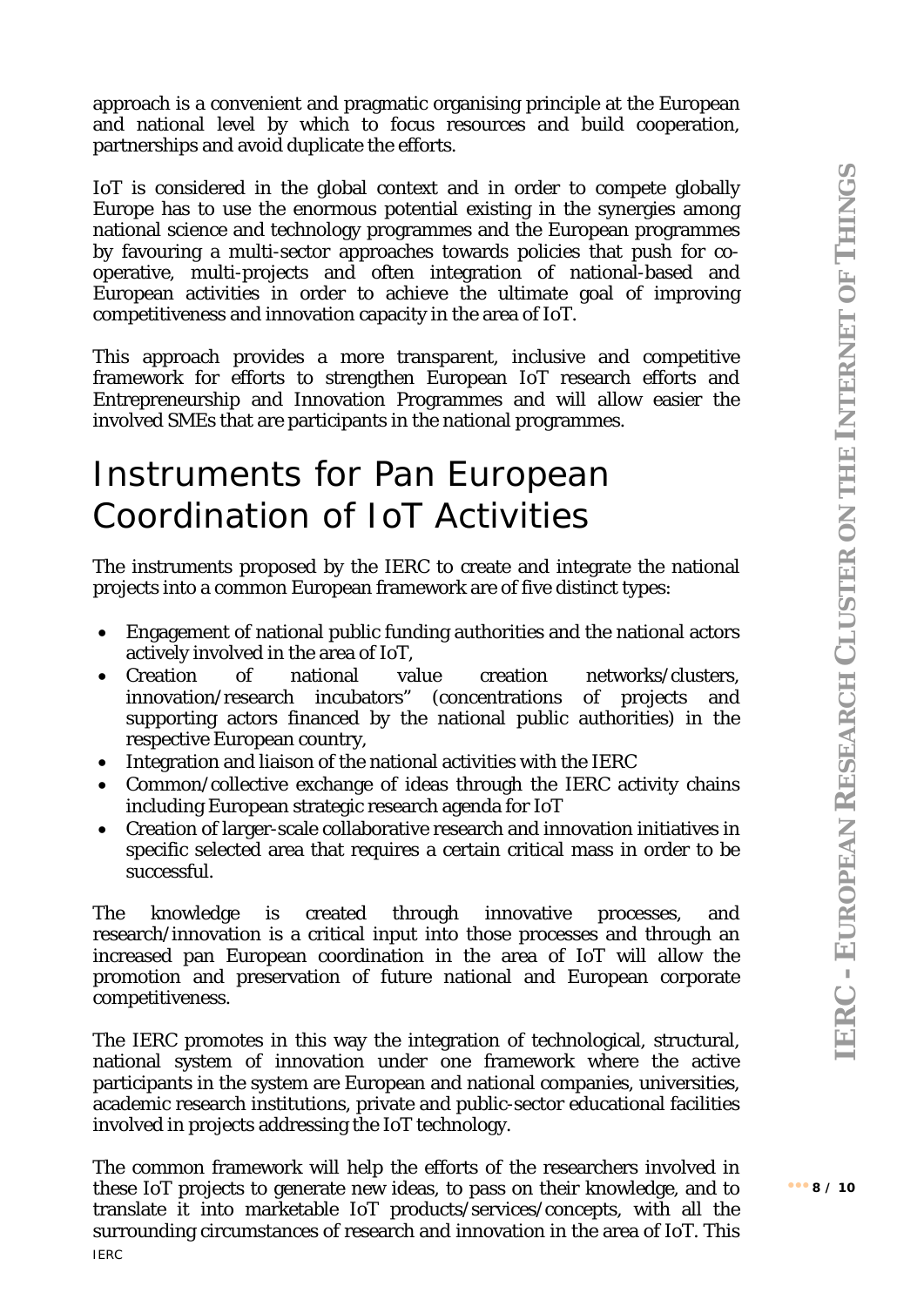approach is a convenient and pragmatic organising principle at the European and national level by which to focus resources and build cooperation, partnerships and avoid duplicate the efforts.

IoT is considered in the global context and in order to compete globally Europe has to use the enormous potential existing in the synergies among national science and technology programmes and the European programmes by favouring a multi-sector approaches towards policies that push for co-operative, multi-projects and often integration of national-based and European activities in order to achieve the ultimate goal of improving competitiveness and innovation capacity in the area of IoT.

This approach provides a more transparent, inclusive and competitive framework for efforts to strengthen European IoT research efforts and Entrepreneurship and Innovation Programmes and will allow easier the involved SMEs that are participants in the national programmes.

# Instruments for Pan European Coordination of IoT Activities

The instruments proposed by the IERC to create and integrate the national projects into a common European framework are of five distinct types:

- Engagement of national public funding authorities and the national actors actively involved in the area of IoT,
- Creation of national value creation networks/clusters, innovation/research incubators" (concentrations of projects and supporting actors financed by the national public authorities) in the respective European country,
- Integration and liaison of the national activities with the IERC
- Common/collective exchange of ideas through the IERC activity chains including European strategic research agenda for IoT
- Creation of larger-scale collaborative research and innovation initiatives in specific selected area that requires a certain critical mass in order to be successful.

The knowledge is created through innovative processes, and research/innovation is a critical input into those processes and through an increased pan European coordination in the area of IoT will allow the promotion and preservation of future national and European corporate competitiveness.

The IERC promotes in this way the integration of technological, structural, national system of innovation under one framework where the active participants in the system are European and national companies, universities, academic research institutions, private and public-sector educational facilities involved in projects addressing the IoT technology.

The common framework will help the efforts of the researchers involved in these IoT projects to generate new ideas, to pass on their knowledge, and to translate it into marketable IoT products/services/concepts, with all the surrounding circumstances of research and innovation in the area of IoT. This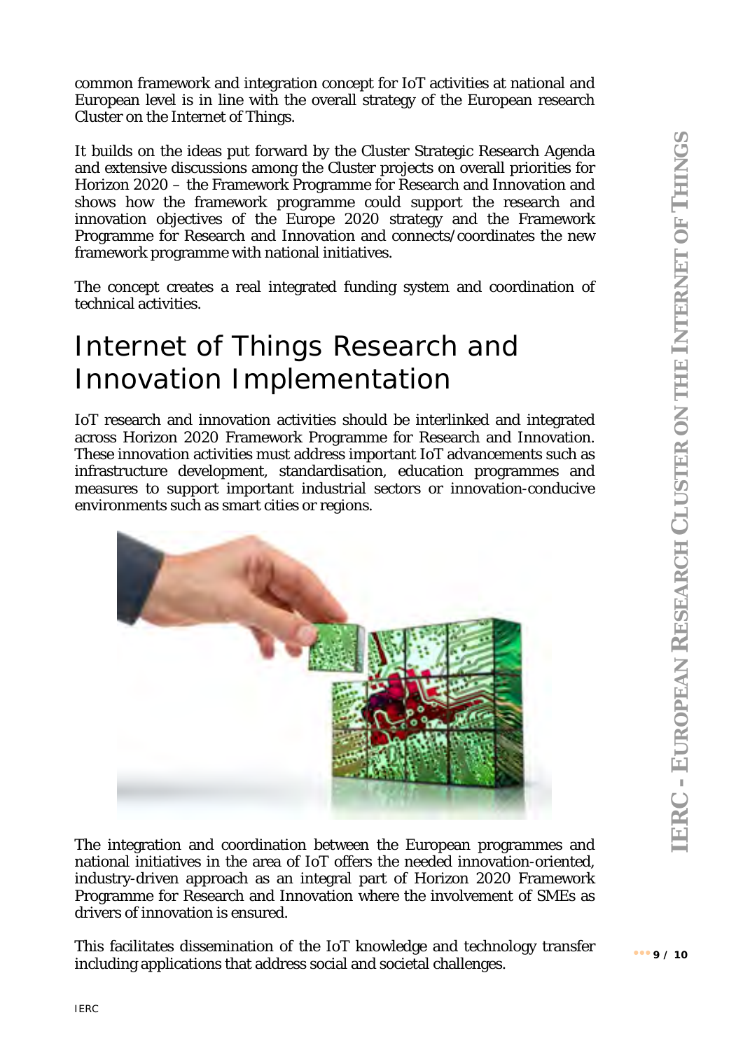common framework and integration concept for IoT activities at national and European level is in line with the overall strategy of the European research Cluster on the Internet of Things.

It builds on the ideas put forward by the Cluster Strategic Research Agenda and extensive discussions among the Cluster projects on overall priorities for Horizon 2020 – the Framework Programme for Research and Innovation and shows how the framework programme could support the research and innovation objectives of the Europe 2020 strategy and the Framework Programme for Research and Innovation and connects/coordinates the new framework programme with national initiatives.

The concept creates a real integrated funding system and coordination of technical activities.

# Internet of Things Research and Innovation Implementation

IoT research and innovation activities should be interlinked and integrated across Horizon 2020 Framework Programme for Research and Innovation. These innovation activities must address important IoT advancements such as infrastructure development, standardisation, education programmes and measures to support important industrial sectors or innovation-conducive environments such as smart cities or regions.

The integration and coordination between the European programmes and national initiatives in the area of IoT offers the needed innovation-oriented, industry-driven approach as an integral part of Horizon 2020 Framework Programme for Research and Innovation where the involvement of SMEs as drivers of innovation is ensured.

This facilitates dissemination of the IoT knowledge and technology transfer including applications that address social and societal challenges.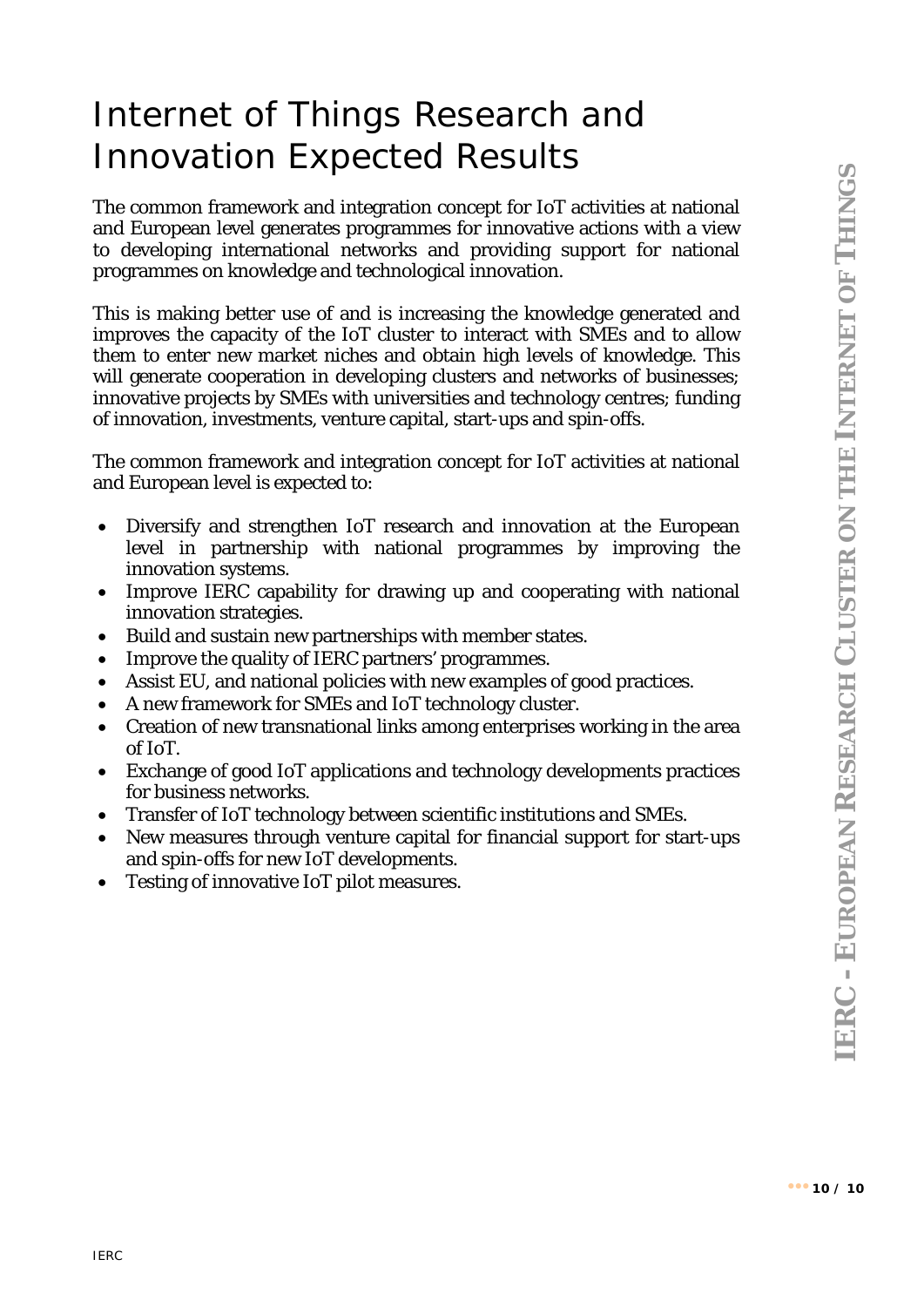# Internet of Things Research and Innovation Expected Results

The common framework and integration concept for IoT activities at national and European level generates programmes for innovative actions with a view to developing international networks and providing support for national programmes on knowledge and technological innovation.

This is making better use of and is increasing the knowledge generated and improves the capacity of the IoT cluster to interact with SMEs and to allow them to enter new market niches and obtain high levels of knowledge. This will generate cooperation in developing clusters and networks of businesses; innovative projects by SMEs with universities and technology centres; funding of innovation, investments, venture capital, start-ups and spin-offs.

The common framework and integration concept for IoT activities at national and European level is expected to:

- Diversify and strengthen IoT research and innovation at the European level in partnership with national programmes by improving the innovation systems.
- Improve IERC capability for drawing up and cooperating with national innovation strategies.
- Build and sustain new partnerships with member states.
- Improve the quality of IERC partners' programmes.
- Assist EU, and national policies with new examples of good practices.
- A new framework for SMEs and IoT technology cluster.
- Creation of new transnational links among enterprises working in the area of IoT.
- Exchange of good IoT applications and technology developments practices for business networks.
- Transfer of IoT technology between scientific institutions and SMEs.
- New measures through venture capital for financial support for start-ups and spin-offs for new IoT developments.
- Testing of innovative IoT pilot measures.